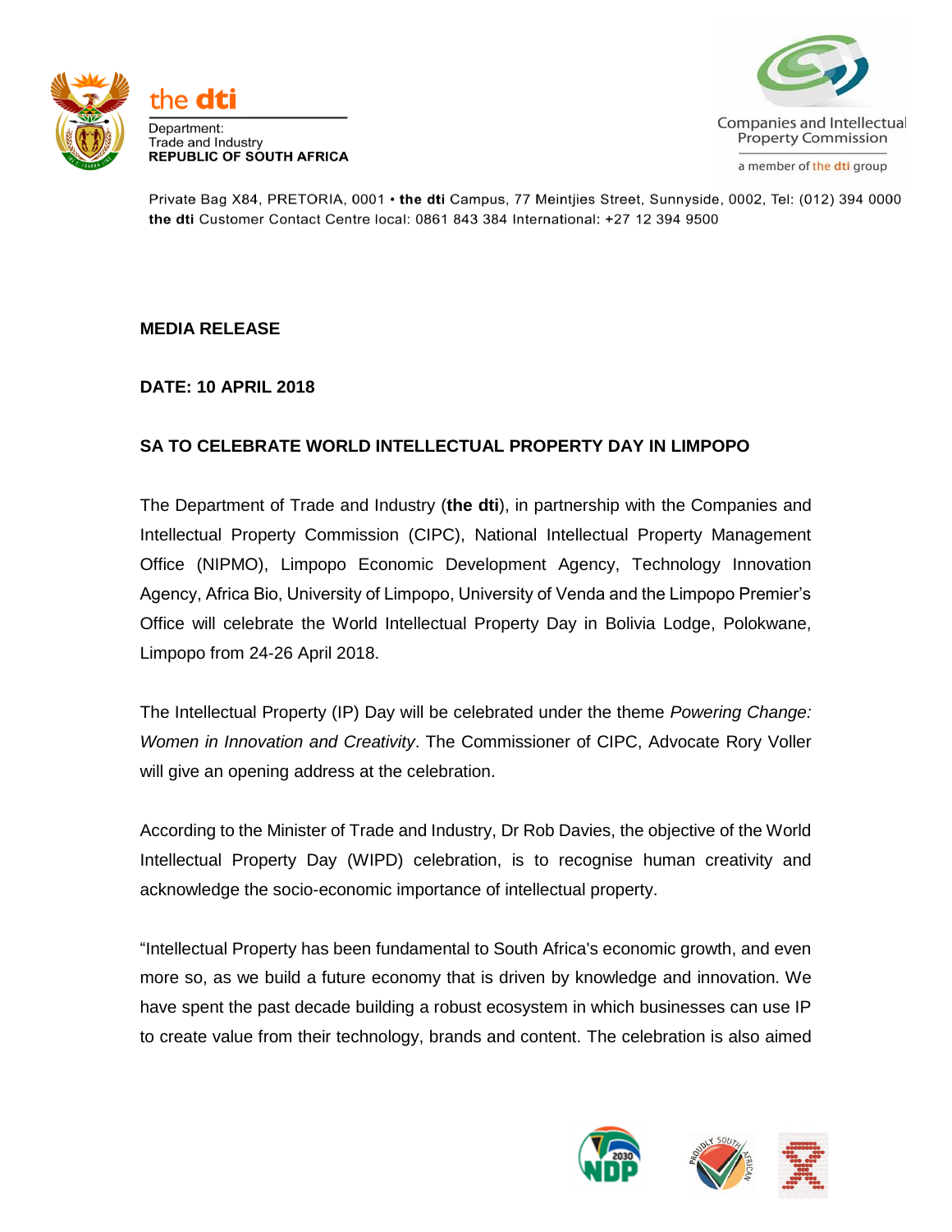the dti
Department:
Trade and Industry
REPUBLIC OF SOUTH AFRICA

Companies and Intellectual Property Commission
a member of the dti group

Private Bag X84, PRETORIA, 0001 • **the dti** Campus, 77 Meintjies Street, Sunnyside, 0002, Tel: (012) 394 0000
**the dti** Customer Contact Centre local: 0861 843 384 International: +27 12 394 9500

**MEDIA RELEASE**

**DATE: 10 APRIL 2018**

**SA TO CELEBRATE WORLD INTELLECTUAL PROPERTY DAY IN LIMPOPO**

The Department of Trade and Industry (**the dti**), in partnership with the Companies and Intellectual Property Commission (CIPC), National Intellectual Property Management Office (NIPMO), Limpopo Economic Development Agency, Technology Innovation Agency, Africa Bio, University of Limpopo, University of Venda and the Limpopo Premier's Office will celebrate the World Intellectual Property Day in Bolivia Lodge, Polokwane, Limpopo from 24-26 April 2018.

The Intellectual Property (IP) Day will be celebrated under the theme *Powering Change: Women in Innovation and Creativity*. The Commissioner of CIPC, Advocate Rory Voller will give an opening address at the celebration.

According to the Minister of Trade and Industry, Dr Rob Davies, the objective of the World Intellectual Property Day (WIPD) celebration, is to recognise human creativity and acknowledge the socio-economic importance of intellectual property.

"Intellectual Property has been fundamental to South Africa's economic growth, and even more so, as we build a future economy that is driven by knowledge and innovation. We have spent the past decade building a robust ecosystem in which businesses can use IP to create value from their technology, brands and content. The celebration is also aimed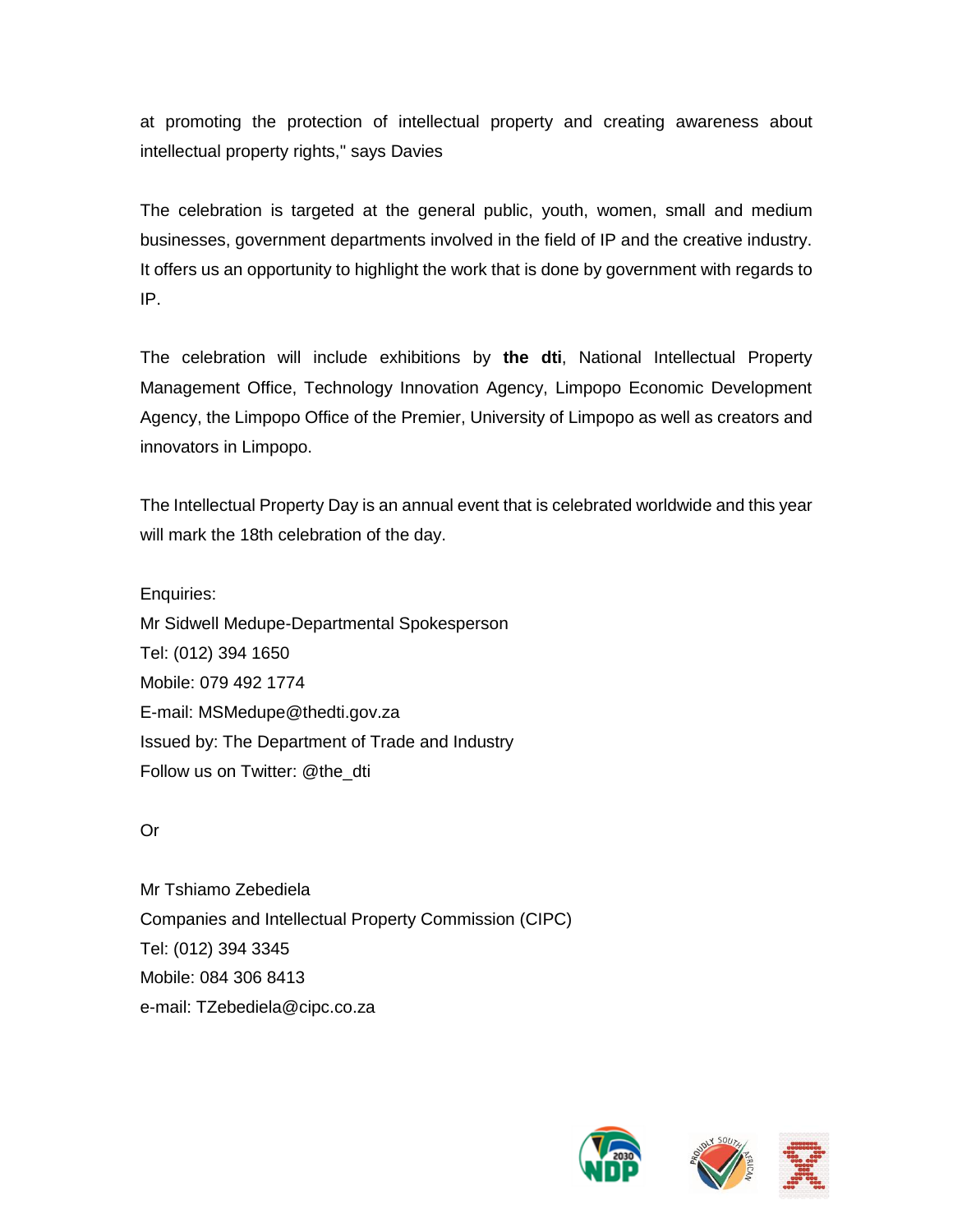at promoting the protection of intellectual property and creating awareness about intellectual property rights," says Davies

The celebration is targeted at the general public, youth, women, small and medium businesses, government departments involved in the field of IP and the creative industry. It offers us an opportunity to highlight the work that is done by government with regards to IP.

The celebration will include exhibitions by **the dti**, National Intellectual Property Management Office, Technology Innovation Agency, Limpopo Economic Development Agency, the Limpopo Office of the Premier, University of Limpopo as well as creators and innovators in Limpopo.

The Intellectual Property Day is an annual event that is celebrated worldwide and this year will mark the 18th celebration of the day.

Enquiries:  
Mr Sidwell Medupe-Departmental Spokesperson  
Tel: (012) 394 1650  
Mobile: 079 492 1774  
E-mail: MSMedupe@thedti.gov.za  
Issued by: The Department of Trade and Industry  
Follow us on Twitter: @the_dti

Or

Mr Tshiamo Zebediela  
Companies and Intellectual Property Commission (CIPC)  
Tel: (012) 394 3345  
Mobile: 084 306 8413  
e-mail: TZebediela@cipc.co.za